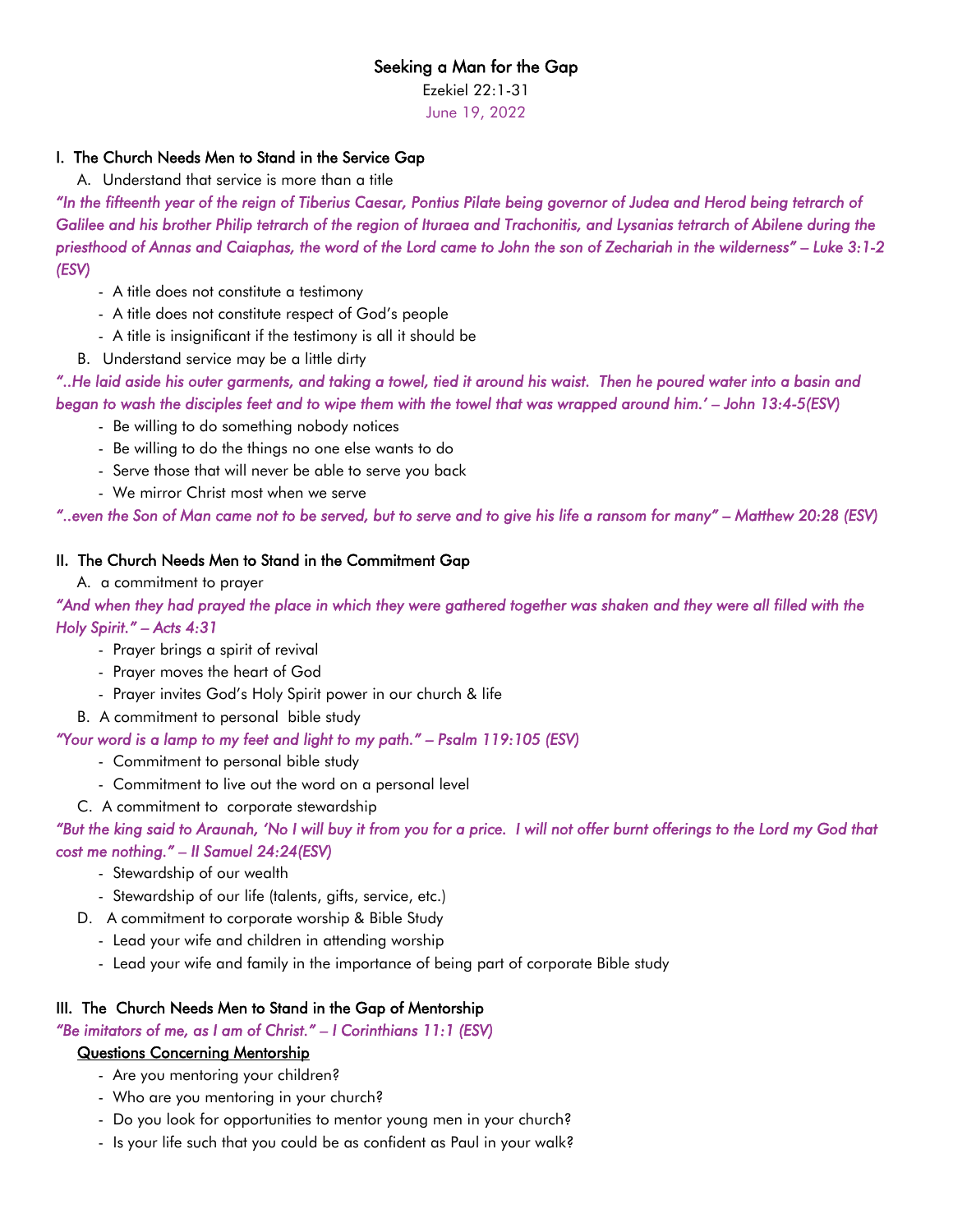# Seeking a Man for the Gap

Ezekiel 22:1-31

June 19, 2022

## I. The Church Needs Men to Stand in the Service Gap

A. Understand that service is more than a title

*"In the fifteenth year of the reign of Tiberius Caesar, Pontius Pilate being governor of Judea and Herod being tetrarch of Galilee and his brother Philip tetrarch of the region of Ituraea and Trachonitis, and Lysanias tetrarch of Abilene during the priesthood of Annas and Caiaphas, the word of the Lord came to John the son of Zechariah in the wilderness" – Luke 3:1-2 (ESV)*

- A title does not constitute a testimony
- A title does not constitute respect of God's people
- A title is insignificant if the testimony is all it should be

B. Understand service may be a little dirty

*"..He laid aside his outer garments, and taking a towel, tied it around his waist. Then he poured water into a basin and began to wash the disciples feet and to wipe them with the towel that was wrapped around him.' – John 13:4-5(ESV)*

- Be willing to do something nobody notices
- Be willing to do the things no one else wants to do
- Serve those that will never be able to serve you back
- We mirror Christ most when we serve

*"..even the Son of Man came not to be served, but to serve and to give his life a ransom for many" – Matthew 20:28 (ESV)*

## II. The Church Needs Men to Stand in the Commitment Gap

A. a commitment to prayer

*"And when they had prayed the place in which they were gathered together was shaken and they were all filled with the Holy Spirit." – Acts 4:31*

- Prayer brings a spirit of revival
- Prayer moves the heart of God
- Prayer invites God's Holy Spirit power in our church & life

B. A commitment to personal bible study

*"Your word is a lamp to my feet and light to my path." – Psalm 119:105 (ESV)*

- Commitment to personal bible study
- Commitment to live out the word on a personal level

C. A commitment to corporate stewardship

*"But the king said to Araunah, 'No I will buy it from you for a price. I will not offer burnt offerings to the Lord my God that cost me nothing." – II Samuel 24:24(ESV)*

- Stewardship of our wealth
- Stewardship of our life (talents, gifts, service, etc.)

D. A commitment to corporate worship & Bible Study

- Lead your wife and children in attending worship
- Lead your wife and family in the importance of being part of corporate Bible study

## III. The Church Needs Men to Stand in the Gap of Mentorship

*"Be imitators of me, as I am of Christ." – I Corinthians 11:1 (ESV)*

<u>Questions Concerning Mentorship</u>

- Are you mentoring your children?
- Who are you mentoring in your church?
- Do you look for opportunities to mentor young men in your church?
- Is your life such that you could be as confident as Paul in your walk?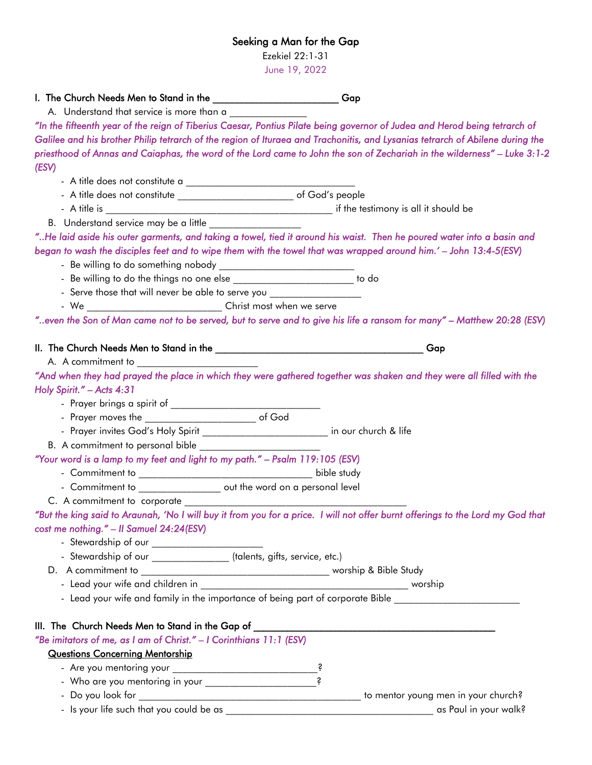# Seeking a Man for the Gap

Ezekiel 22:1-31

June 19, 2022

## I. The Church Needs Men to Stand in the ________________________ Gap

A. Understand that service is more than a ______________

*"In the fifteenth year of the reign of Tiberius Caesar, Pontius Pilate being governor of Judea and Herod being tetrarch of Galilee and his brother Philip tetrarch of the region of Ituraea and Trachonitis, and Lysanias tetrarch of Abilene during the priesthood of Annas and Caiaphas, the word of the Lord came to John the son of Zechariah in the wilderness" – Luke 3:1-2 (ESV)*

- A title does not constitute a _________________________________
- A title does not constitute ______________________ of God's people
- A title is ____________________________________________ if the testimony is all it should be

B. Understand service may be a little _________________

*"..He laid aside his outer garments, and taking a towel, tied it around his waist. Then he poured water into a basin and began to wash the disciples feet and to wipe them with the towel that was wrapped around him.' – John 13:4-5(ESV)*

- Be willing to do something nobody _________________________
- Be willing to do the things no one else ______________________ to do
- Serve those that will never be able to serve you _________________
- We _________________________ Christ most when we serve

*"..even the Son of Man came not to be served, but to serve and to give his life a ransom for many" – Matthew 20:28 (ESV)*

## II. The Church Needs Men to Stand in the _______________________________________ Gap

A. A commitment to ______________________

*"And when they had prayed the place in which they were gathered together was shaken and they were all filled with the Holy Spirit." – Acts 4:31*

- Prayer brings a spirit of ____________________________
- Prayer moves the _____________________ of God
- Prayer invites God's Holy Spirit _______________________ in our church & life

B. A commitment to personal bible ______________________

*"Your word is a lamp to my feet and light to my path." – Psalm 119:105 (ESV)*

- Commitment to _________________________________ bible study
- Commitment to _______________ out the word on a personal level

C. A commitment to corporate __________________________________________

*"But the king said to Araunah, 'No I will buy it from you for a price. I will not offer burnt offerings to the Lord my God that cost me nothing." – II Samuel 24:24(ESV)*

- Stewardship of our ____________________
- Stewardship of our _______________ (talents, gifts, service, etc.)

D. A commitment to __________________________________ worship & Bible Study

- Lead your wife and children in _______________________________________ worship
- Lead your wife and family in the importance of being part of corporate Bible ________________________

## III. The Church Needs Men to Stand in the Gap of _____________________________________________

*"Be imitators of me, as I am of Christ." – I Corinthians 11:1 (ESV)*

<u>Questions Concerning Mentorship</u>

- Are you mentoring your ___________________________?
- Who are you mentoring in your _____________________?
- Do you look for __________________________________________ to mentor young men in your church?
- Is your life such that you could be as _______________________________________ as Paul in your walk?